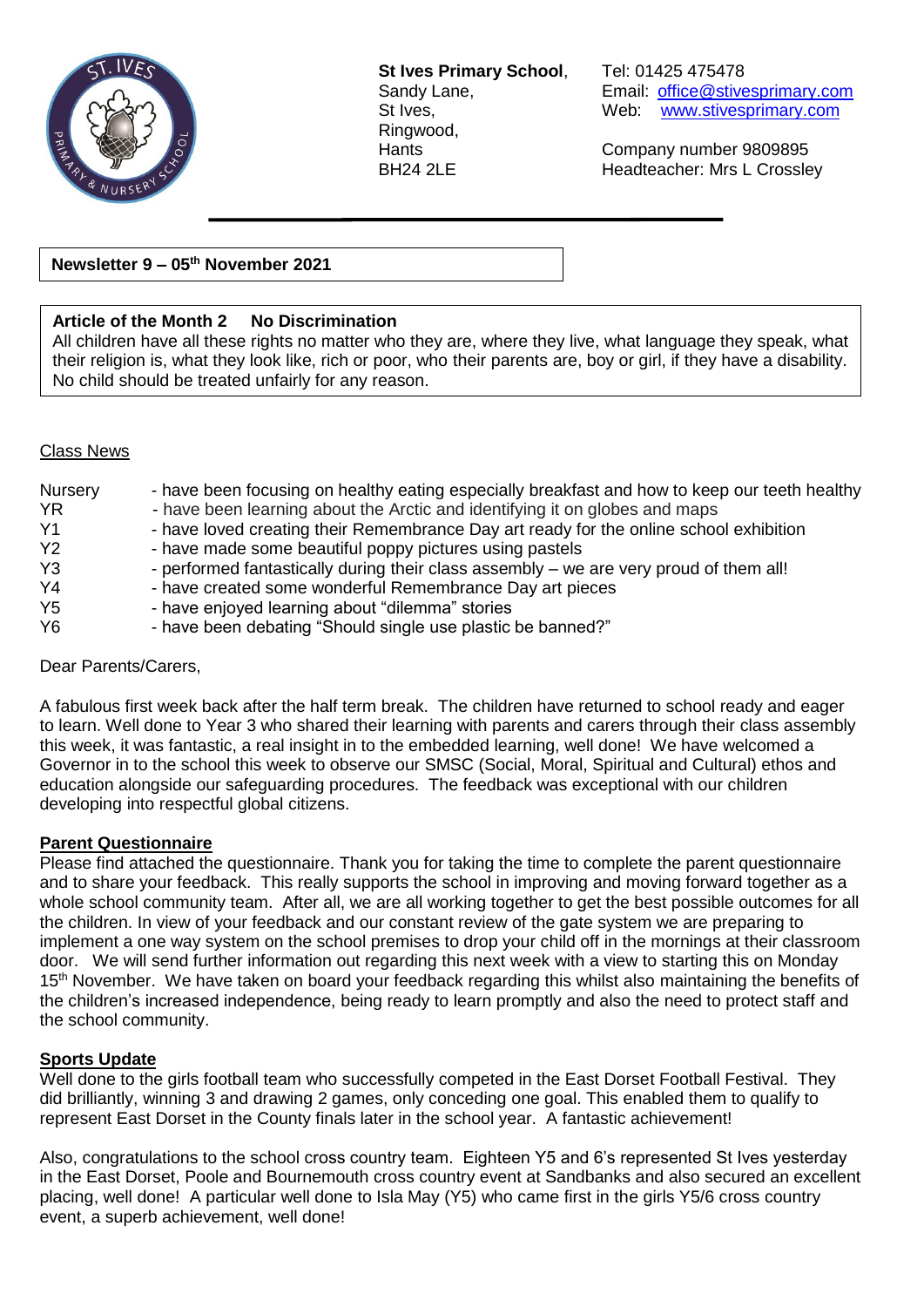**St Ives Primary School**,
Sandy Lane,
St Ives,
Ringwood,
Hants
BH24 2LE

Tel: 01425 475478
Email: office@stivesprimary.com
Web: www.stivesprimary.com

Company number 9809895
Headteacher: Mrs L Crossley

**Newsletter 9 – 05th November 2021**

**Article of the Month 2 No Discrimination**
All children have all these rights no matter who they are, where they live, what language they speak, what their religion is, what they look like, rich or poor, who their parents are, boy or girl, if they have a disability. No child should be treated unfairly for any reason.

Class News

| | |
|---|---|
| Nursery | - have been focusing on healthy eating especially breakfast and how to keep our teeth healthy |
| YR | - have been learning about the Arctic and identifying it on globes and maps |
| Y1 | - have loved creating their Remembrance Day art ready for the online school exhibition |
| Y2 | - have made some beautiful poppy pictures using pastels |
| Y3 | - performed fantastically during their class assembly – we are very proud of them all! |
| Y4 | - have created some wonderful Remembrance Day art pieces |
| Y5 | - have enjoyed learning about "dilemma" stories |
| Y6 | - have been debating "Should single use plastic be banned?" |

Dear Parents/Carers,

A fabulous first week back after the half term break. The children have returned to school ready and eager to learn. Well done to Year 3 who shared their learning with parents and carers through their class assembly this week, it was fantastic, a real insight in to the embedded learning, well done! We have welcomed a Governor in to the school this week to observe our SMSC (Social, Moral, Spiritual and Cultural) ethos and education alongside our safeguarding procedures. The feedback was exceptional with our children developing into respectful global citizens.

**Parent Questionnaire**
Please find attached the questionnaire. Thank you for taking the time to complete the parent questionnaire and to share your feedback. This really supports the school in improving and moving forward together as a whole school community team. After all, we are all working together to get the best possible outcomes for all the children. In view of your feedback and our constant review of the gate system we are preparing to implement a one way system on the school premises to drop your child off in the mornings at their classroom door. We will send further information out regarding this next week with a view to starting this on Monday 15th November. We have taken on board your feedback regarding this whilst also maintaining the benefits of the children's increased independence, being ready to learn promptly and also the need to protect staff and the school community.

**Sports Update**
Well done to the girls football team who successfully competed in the East Dorset Football Festival. They did brilliantly, winning 3 and drawing 2 games, only conceding one goal. This enabled them to qualify to represent East Dorset in the County finals later in the school year. A fantastic achievement!

Also, congratulations to the school cross country team. Eighteen Y5 and 6's represented St Ives yesterday in the East Dorset, Poole and Bournemouth cross country event at Sandbanks and also secured an excellent placing, well done! A particular well done to Isla May (Y5) who came first in the girls Y5/6 cross country event, a superb achievement, well done!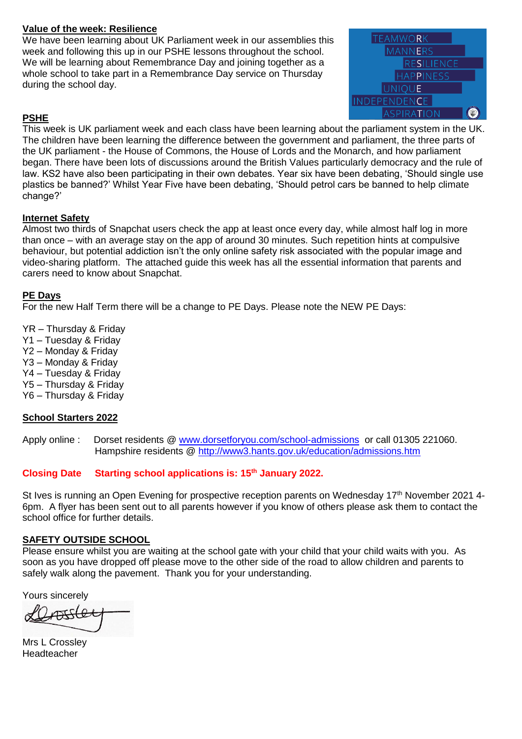**Value of the week: Resilience**

We have been learning about UK Parliament week in our assemblies this week and following this up in our PSHE lessons throughout the school. We will be learning about Remembrance Day and joining together as a whole school to take part in a Remembrance Day service on Thursday during the school day.

TEAMWORK
MANNERS
RESILIENCE
HAPPINESS
UNIQUE
INDEPENDENCE
ASPIRATION

**PSHE**

This week is UK parliament week and each class have been learning about the parliament system in the UK. The children have been learning the difference between the government and parliament, the three parts of the UK parliament - the House of Commons, the House of Lords and the Monarch, and how parliament began. There have been lots of discussions around the British Values particularly democracy and the rule of law. KS2 have also been participating in their own debates. Year six have been debating, 'Should single use plastics be banned?' Whilst Year Five have been debating, 'Should petrol cars be banned to help climate change?'

**Internet Safety**

Almost two thirds of Snapchat users check the app at least once every day, while almost half log in more than once – with an average stay on the app of around 30 minutes. Such repetition hints at compulsive behaviour, but potential addiction isn't the only online safety risk associated with the popular image and video-sharing platform. The attached guide this week has all the essential information that parents and carers need to know about Snapchat.

**PE Days**

For the new Half Term there will be a change to PE Days. Please note the NEW PE Days:

YR – Thursday & Friday
Y1 – Tuesday & Friday
Y2 – Monday & Friday
Y3 – Monday & Friday
Y4 – Tuesday & Friday
Y5 – Thursday & Friday
Y6 – Thursday & Friday

**School Starters 2022**

Apply online : Dorset residents @ www.dorsetforyou.com/school-admissions or call 01305 221060.
Hampshire residents @ http://www3.hants.gov.uk/education/admissions.htm

**Closing Date Starting school applications is: 15th January 2022.**

St Ives is running an Open Evening for prospective reception parents on Wednesday 17th November 2021 4-6pm. A flyer has been sent out to all parents however if you know of others please ask them to contact the school office for further details.

**SAFETY OUTSIDE SCHOOL**

Please ensure whilst you are waiting at the school gate with your child that your child waits with you. As soon as you have dropped off please move to the other side of the road to allow children and parents to safely walk along the pavement. Thank you for your understanding.

Yours sincerely

L Crossley

Mrs L Crossley
Headteacher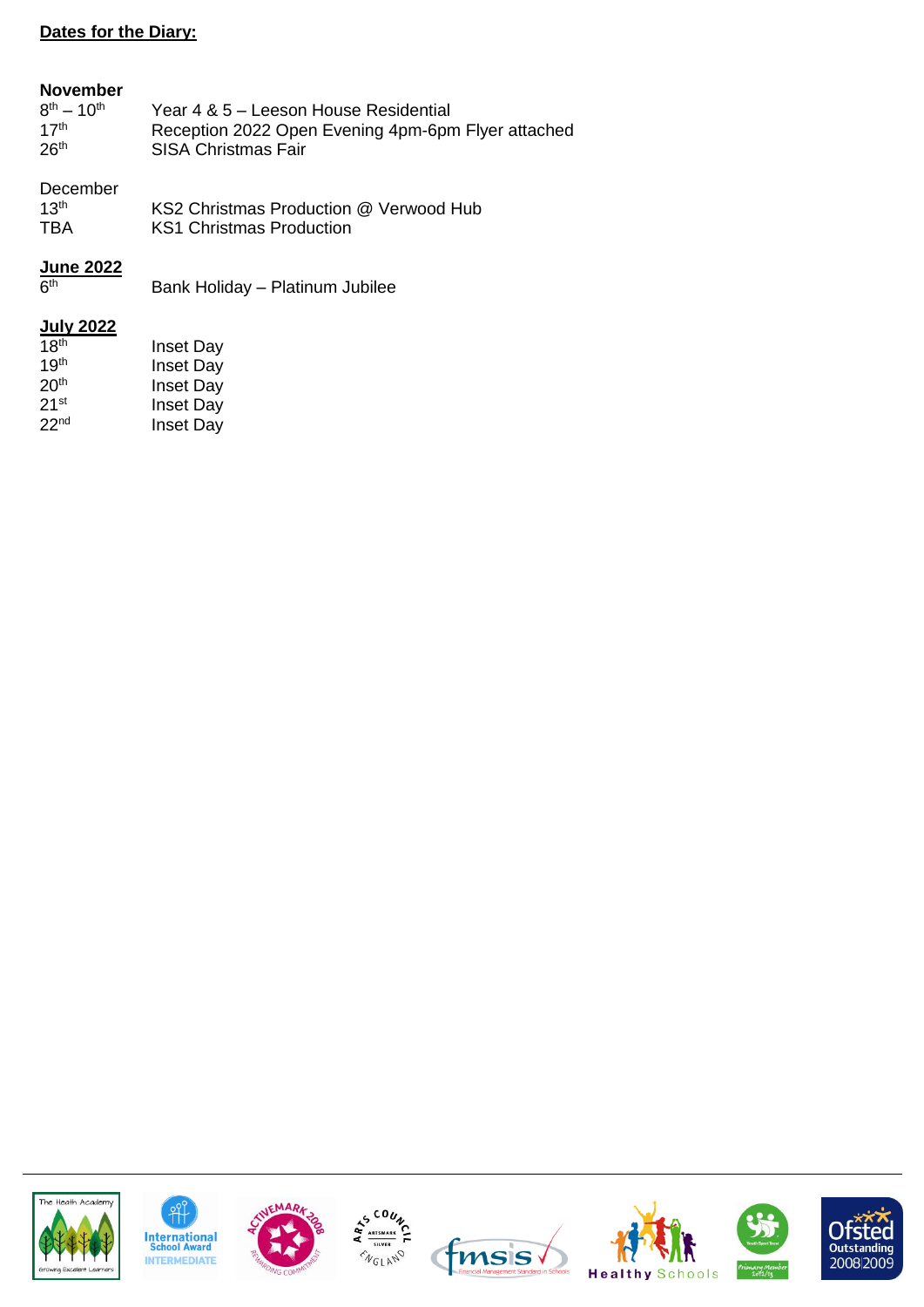## Dates for the Diary:

**November**

| | |
|---|---|
| 8th – 10th | Year 4 & 5 – Leeson House Residential |
| 17th | Reception 2022 Open Evening 4pm-6pm Flyer attached |
| 26th | SISA Christmas Fair |

December

| | |
|---|---|
| 13th | KS2 Christmas Production @ Verwood Hub |
| TBA | KS1 Christmas Production |

**June 2022**

| | |
|---|---|
| 6th | Bank Holiday – Platinum Jubilee |

**July 2022**

| | |
|---|---|
| 18th | Inset Day |
| 19th | Inset Day |
| 20th | Inset Day |
| 21st | Inset Day |
| 22nd | Inset Day |